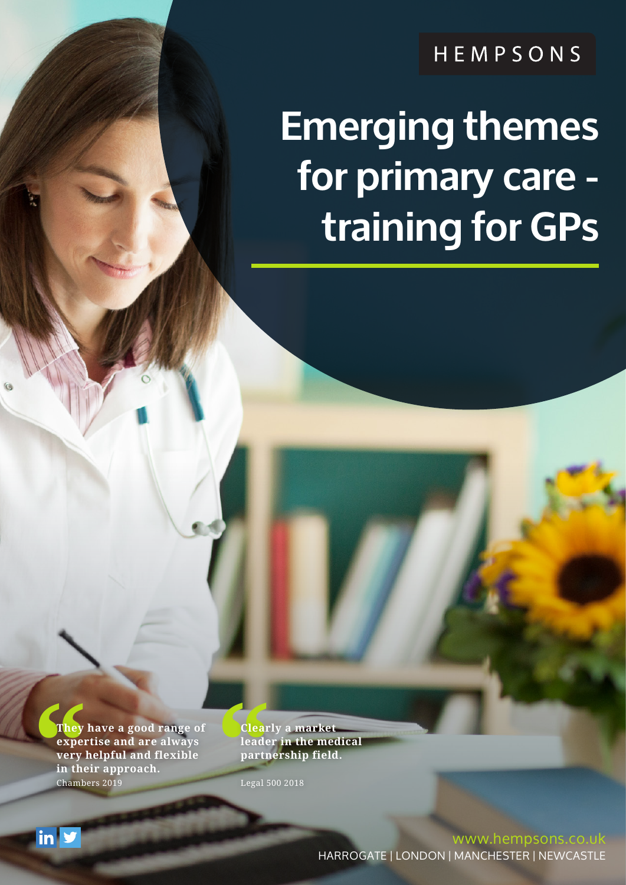HEMPSONS

# Emerging themes for primary care - training for GPs

**They have a good range of expertise and are always very helpful and flexible in their approach.**
Chambers 2019

**Clearly a market leader in the medical partnership field.**
Legal 500 2018

www.hempsons.co.uk
HARROGATE | LONDON | MANCHESTER | NEWCASTLE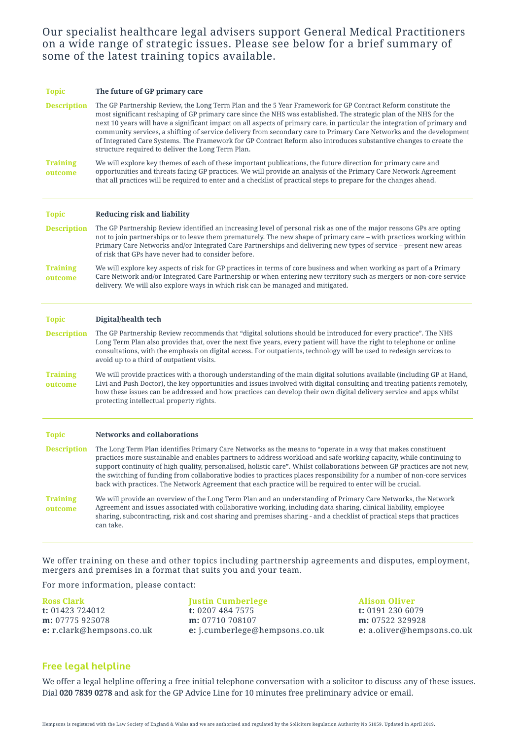Our specialist healthcare legal advisers support General Medical Practitioners on a wide range of strategic issues. Please see below for a brief summary of some of the latest training topics available.

| | |
|---|---|
| **Topic** | **The future of GP primary care** |
| **Description** | The GP Partnership Review, the Long Term Plan and the 5 Year Framework for GP Contract Reform constitute the most significant reshaping of GP primary care since the NHS was established. The strategic plan of the NHS for the next 10 years will have a significant impact on all aspects of primary care, in particular the integration of primary and community services, a shifting of service delivery from secondary care to Primary Care Networks and the development of Integrated Care Systems. The Framework for GP Contract Reform also introduces substantive changes to create the structure required to deliver the Long Term Plan. |
| **Training outcome** | We will explore key themes of each of these important publications, the future direction for primary care and opportunities and threats facing GP practices. We will provide an analysis of the Primary Care Network Agreement that all practices will be required to enter and a checklist of practical steps to prepare for the changes ahead. |

| | |
|---|---|
| **Topic** | **Reducing risk and liability** |
| **Description** | The GP Partnership Review identified an increasing level of personal risk as one of the major reasons GPs are opting not to join partnerships or to leave them prematurely. The new shape of primary care – with practices working within Primary Care Networks and/or Integrated Care Partnerships and delivering new types of service – present new areas of risk that GPs have never had to consider before. |
| **Training outcome** | We will explore key aspects of risk for GP practices in terms of core business and when working as part of a Primary Care Network and/or Integrated Care Partnership or when entering new territory such as mergers or non-core service delivery. We will also explore ways in which risk can be managed and mitigated. |

| | |
|---|---|
| **Topic** | **Digital/health tech** |
| **Description** | The GP Partnership Review recommends that "digital solutions should be introduced for every practice". The NHS Long Term Plan also provides that, over the next five years, every patient will have the right to telephone or online consultations, with the emphasis on digital access. For outpatients, technology will be used to redesign services to avoid up to a third of outpatient visits. |
| **Training outcome** | We will provide practices with a thorough understanding of the main digital solutions available (including GP at Hand, Livi and Push Doctor), the key opportunities and issues involved with digital consulting and treating patients remotely, how these issues can be addressed and how practices can develop their own digital delivery service and apps whilst protecting intellectual property rights. |

| | |
|---|---|
| **Topic** | **Networks and collaborations** |
| **Description** | The Long Term Plan identifies Primary Care Networks as the means to "operate in a way that makes constituent practices more sustainable and enables partners to address workload and safe working capacity, while continuing to support continuity of high quality, personalised, holistic care". Whilst collaborations between GP practices are not new, the switching of funding from collaborative bodies to practices places responsibility for a number of non-core services back with practices. The Network Agreement that each practice will be required to enter will be crucial. |
| **Training outcome** | We will provide an overview of the Long Term Plan and an understanding of Primary Care Networks, the Network Agreement and issues associated with collaborative working, including data sharing, clinical liability, employee sharing, subcontracting, risk and cost sharing and premises sharing - and a checklist of practical steps that practices can take. |

We offer training on these and other topics including partnership agreements and disputes, employment, mergers and premises in a format that suits you and your team.

For more information, please contact:

**Ross Clark**
**t:** 01423 724012
**m:** 07775 925078
**e:** r.clark@hempsons.co.uk

**Justin Cumberlege**
**t:** 0207 484 7575
**m:** 07710 708107
**e:** j.cumberlege@hempsons.co.uk

**Alison Oliver**
**t:** 0191 230 6079
**m:** 07522 329928
**e:** a.oliver@hempsons.co.uk

## Free legal helpline

We offer a legal helpline offering a free initial telephone conversation with a solicitor to discuss any of these issues. Dial **020 7839 0278** and ask for the GP Advice Line for 10 minutes free preliminary advice or email.

Hempsons is registered with the Law Society of England & Wales and we are authorised and regulated by the Solicitors Regulation Authority No 51059. Updated in April 2019.